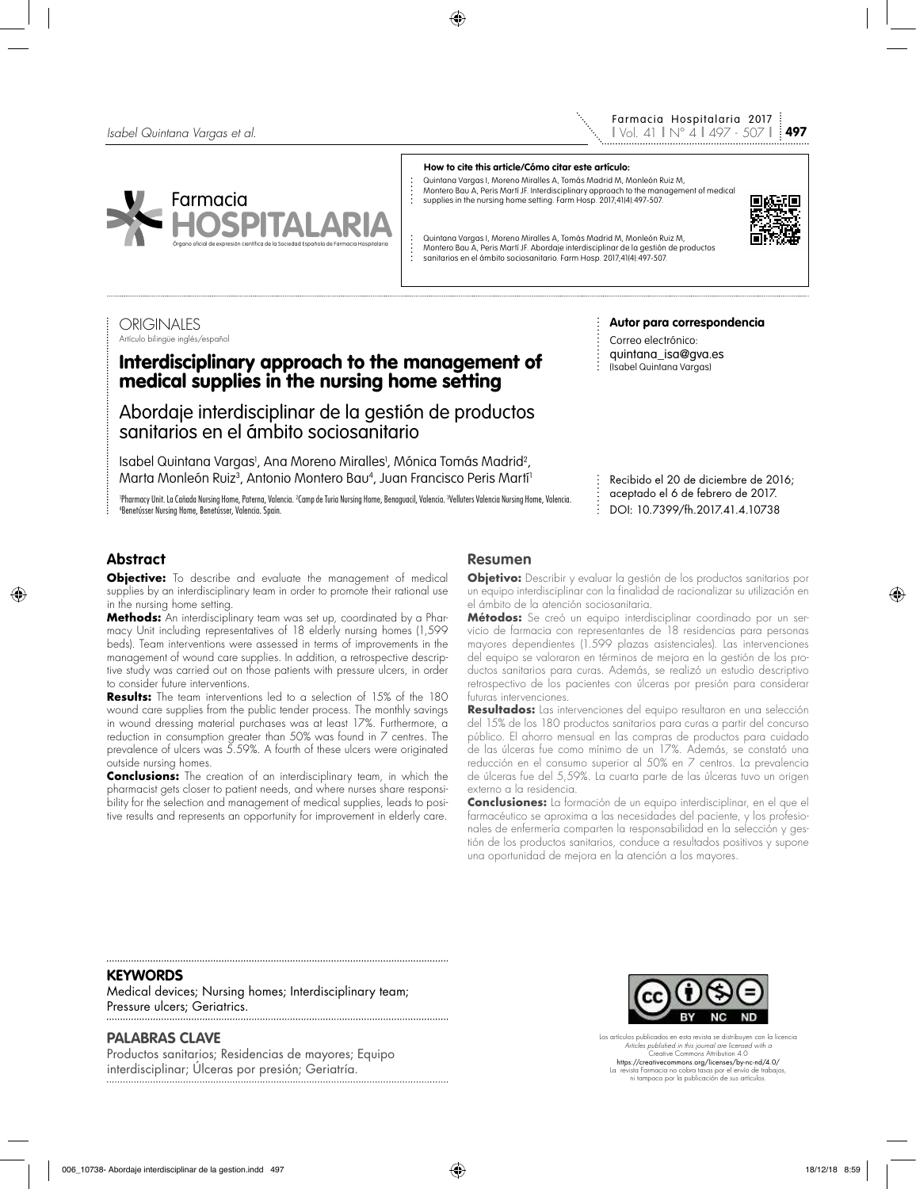**How to cite this article/Cómo citar este artículo:**

Quintana Vargas I, Moreno Miralles A, Tomás Madrid M, Monleón Ruiz M, Montero Bau A, Peris Martí JF. Interdisciplinary approach to the management of medical supplies in the nursing home setting. Farm Hosp. 2017;41(4):497-507.

Quintana Vargas I, Moreno Miralles A, Tomás Madrid M, Monleón Ruiz M, Montero Bau A, Peris Martí JF. Abordaje interdisciplinar de la gestión de productos sanitarios en el ámbito sociosanitario. Farm Hosp. 2017;41(4):497-507.

ORIGINALES

Artículo bilingüe inglés/español

# Interdisciplinary approach to the management of medical supplies in the nursing home setting

## Abordaje interdisciplinar de la gestión de productos sanitarios en el ámbito sociosanitario

Isabel Quintana Vargas[1], Ana Moreno Miralles[1], Mónica Tomás Madrid[2], Marta Monleón Ruiz[3], Antonio Montero Bau[4], Juan Francisco Peris Martí[1]

[1]Pharmacy Unit. La Cañada Nursing Home, Paterna, Valencia. [2]Camp de Turia Nursing Home, Benaguacil, Valencia. [3]Velluters Valencia Nursing Home, Valencia. [4]Benetússer Nursing Home, Benetússer, Valencia. Spain.

**Autor para correspondencia**

Correo electrónico:
quintana_isa@gva.es
(Isabel Quintana Vargas)

Recibido el 20 de diciembre de 2016;
aceptado el 6 de febrero de 2017.
DOI: 10.7399/fh.2017.41.4.10738

## Abstract

**Objective:** To describe and evaluate the management of medical supplies by an interdisciplinary team in order to promote their rational use in the nursing home setting.

**Methods:** An interdisciplinary team was set up, coordinated by a Pharmacy Unit including representatives of 18 elderly nursing homes (1,599 beds). Team interventions were assessed in terms of improvements in the management of wound care supplies. In addition, a retrospective descriptive study was carried out on those patients with pressure ulcers, in order to consider future interventions.

**Results:** The team interventions led to a selection of 15% of the 180 wound care supplies from the public tender process. The monthly savings in wound dressing material purchases was at least 17%. Furthermore, a reduction in consumption greater than 50% was found in 7 centres. The prevalence of ulcers was 5.59%. A fourth of these ulcers were originated outside nursing homes.

**Conclusions:** The creation of an interdisciplinary team, in which the pharmacist gets closer to patient needs, and where nurses share responsibility for the selection and management of medical supplies, leads to positive results and represents an opportunity for improvement in elderly care.

## Resumen

**Objetivo:** Describir y evaluar la gestión de los productos sanitarios por un equipo interdisciplinar con la finalidad de racionalizar su utilización en el ámbito de la atención sociosanitaria.

**Métodos:** Se creó un equipo interdisciplinar coordinado por un servicio de farmacia con representantes de 18 residencias para personas mayores dependientes (1.599 plazas asistenciales). Las intervenciones del equipo se valoraron en términos de mejora en la gestión de los productos sanitarios para curas. Además, se realizó un estudio descriptivo retrospectivo de los pacientes con úlceras por presión para considerar futuras intervenciones.

**Resultados:** Las intervenciones del equipo resultaron en una selección del 15% de los 180 productos sanitarios para curas a partir del concurso público. El ahorro mensual en las compras de productos para cuidado de las úlceras fue como mínimo de un 17%. Además, se constató una reducción en el consumo superior al 50% en 7 centros. La prevalencia de úlceras fue del 5,59%. La cuarta parte de las úlceras tuvo un origen externo a la residencia.

**Conclusiones:** La formación de un equipo interdisciplinar, en el que el farmacéutico se aproxima a las necesidades del paciente, y los profesionales de enfermería comparten la responsabilidad en la selección y gestión de los productos sanitarios, conduce a resultados positivos y supone una oportunidad de mejora en la atención a los mayores.

**KEYWORDS**

Medical devices; Nursing homes; Interdisciplinary team; Pressure ulcers; Geriatrics.

**PALABRAS CLAVE**

Productos sanitarios; Residencias de mayores; Equipo interdisciplinar; Úlceras por presión; Geriatría.

Los artículos publicados en esta revista se distribuyen con la licencia
*Articles published in this journal are licensed with a*
Creative Commons Attribution 4.0
https://creativecommons.org/licenses/by-nc-nd/4.0/
La revista Farmacia no cobra tasas por el envío de trabajos, ni tampoco por la publicación de sus artículos.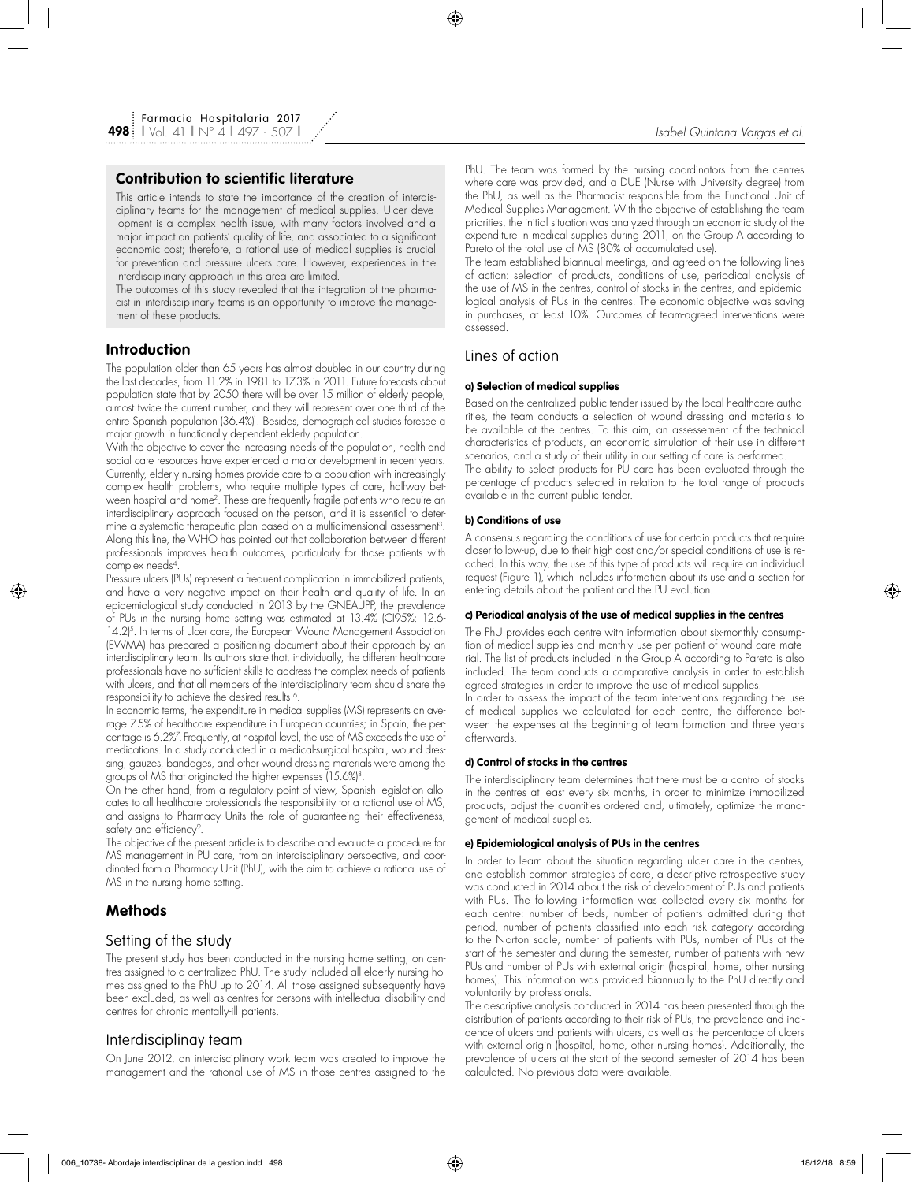## Contribution to scientific literature

This article intends to state the importance of the creation of interdisciplinary teams for the management of medical supplies. Ulcer development is a complex health issue, with many factors involved and a major impact on patients' quality of life, and associated to a significant economic cost; therefore, a rational use of medical supplies is crucial for prevention and pressure ulcers care. However, experiences in the interdisciplinary approach in this area are limited.

The outcomes of this study revealed that the integration of the pharmacist in interdisciplinary teams is an opportunity to improve the management of these products.

## Introduction

The population older than 65 years has almost doubled in our country during the last decades, from 11.2% in 1981 to 17.3% in 2011. Future forecasts about population state that by 2050 there will be over 15 million of elderly people, almost twice the current number, and they will represent over one third of the entire Spanish population (36.4%)[1]. Besides, demographical studies foresee a major growth in functionally dependent elderly population.

With the objective to cover the increasing needs of the population, health and social care resources have experienced a major development in recent years. Currently, elderly nursing homes provide care to a population with increasingly complex health problems, who require multiple types of care, halfway between hospital and home[2]. These are frequently fragile patients who require an interdisciplinary approach focused on the person, and it is essential to determine a systematic therapeutic plan based on a multidimensional assessment[3]. Along this line, the WHO has pointed out that collaboration between different professionals improves health outcomes, particularly for those patients with complex needs[4].

Pressure ulcers (PUs) represent a frequent complication in immobilized patients, and have a very negative impact on their health and quality of life. In an epidemiological study conducted in 2013 by the GNEAUPP, the prevalence of PUs in the nursing home setting was estimated at 13.4% (CI95%: 12.6-14.2)[5]. In terms of ulcer care, the European Wound Management Association (EWMA) has prepared a positioning document about their approach by an interdisciplinary team. Its authors state that, individually, the different healthcare professionals have no sufficient skills to address the complex needs of patients with ulcers, and that all members of the interdisciplinary team should share the responsibility to achieve the desired results [6].

In economic terms, the expenditure in medical supplies (MS) represents an average 7.5% of healthcare expenditure in European countries; in Spain, the percentage is 6.2%[7]. Frequently, at hospital level, the use of MS exceeds the use of medications. In a study conducted in a medical-surgical hospital, wound dressing, gauzes, bandages, and other wound dressing materials were among the groups of MS that originated the higher expenses (15.6%)[8].

On the other hand, from a regulatory point of view, Spanish legislation allocates to all healthcare professionals the responsibility for a rational use of MS, and assigns to Pharmacy Units the role of guaranteeing their effectiveness, safety and efficiency[9].

The objective of the present article is to describe and evaluate a procedure for MS management in PU care, from an interdisciplinary perspective, and coordinated from a Pharmacy Unit (PhU), with the aim to achieve a rational use of MS in the nursing home setting.

## Methods

### Setting of the study

The present study has been conducted in the nursing home setting, on centres assigned to a centralized PhU. The study included all elderly nursing homes assigned to the PhU up to 2014. All those assigned subsequently have been excluded, as well as centres for persons with intellectual disability and centres for chronic mentally-ill patients.

### Interdisciplinay team

On June 2012, an interdisciplinary work team was created to improve the management and the rational use of MS in those centres assigned to the PhU. The team was formed by the nursing coordinators from the centres where care was provided, and a DUE (Nurse with University degree) from the PhU, as well as the Pharmacist responsible from the Functional Unit of Medical Supplies Management. With the objective of establishing the team priorities, the initial situation was analyzed through an economic study of the expenditure in medical supplies during 2011, on the Group A according to Pareto of the total use of MS (80% of accumulated use).

The team established biannual meetings, and agreed on the following lines of action: selection of products, conditions of use, periodical analysis of the use of MS in the centres, control of stocks in the centres, and epidemiological analysis of PUs in the centres. The economic objective was saving in purchases, at least 10%. Outcomes of team-agreed interventions were assessed.

### Lines of action

#### a) Selection of medical supplies

Based on the centralized public tender issued by the local healthcare authorities, the team conducts a selection of wound dressing and materials to be available at the centres. To this aim, an assessement of the technical characteristics of products, an economic simulation of their use in different scenarios, and a study of their utility in our setting of care is performed.

The ability to select products for PU care has been evaluated through the percentage of products selected in relation to the total range of products available in the current public tender.

#### b) Conditions of use

A consensus regarding the conditions of use for certain products that require closer follow-up, due to their high cost and/or special conditions of use is reached. In this way, the use of this type of products will require an individual request (Figure 1), which includes information about its use and a section for entering details about the patient and the PU evolution.

#### c) Periodical analysis of the use of medical supplies in the centres

The PhU provides each centre with information about six-monthly consumption of medical supplies and monthly use per patient of wound care material. The list of products included in the Group A according to Pareto is also included. The team conducts a comparative analysis in order to establish agreed strategies in order to improve the use of medical supplies.

In order to assess the impact of the team interventions regarding the use of medical supplies we calculated for each centre, the difference between the expenses at the beginning of team formation and three years afterwards.

#### d) Control of stocks in the centres

The interdisciplinary team determines that there must be a control of stocks in the centres at least every six months, in order to minimize immobilized products, adjust the quantities ordered and, ultimately, optimize the management of medical supplies.

#### e) Epidemiological analysis of PUs in the centres

In order to learn about the situation regarding ulcer care in the centres, and establish common strategies of care, a descriptive retrospective study was conducted in 2014 about the risk of development of PUs and patients with PUs. The following information was collected every six months for each centre: number of beds, number of patients admitted during that period, number of patients classified into each risk category according to the Norton scale, number of patients with PUs, number of PUs at the start of the semester and during the semester, number of patients with new PUs and number of PUs with external origin (hospital, home, other nursing homes). This information was provided biannually to the PhU directly and voluntarily by professionals.

The descriptive analysis conducted in 2014 has been presented through the distribution of patients according to their risk of PUs, the prevalence and incidence of ulcers and patients with ulcers, as well as the percentage of ulcers with external origin (hospital, home, other nursing homes). Additionally, the prevalence of ulcers at the start of the second semester of 2014 has been calculated. No previous data were available.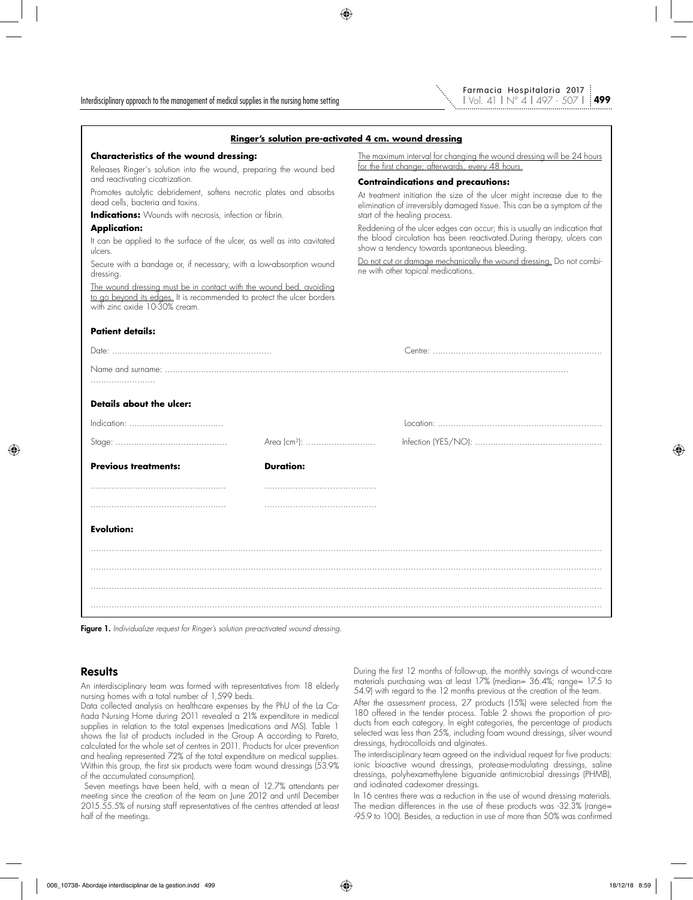**Ringer's solution pre-activated 4 cm. wound dressing**

**Characteristics of the wound dressing:**

Releases Ringer's solution into the wound, preparing the wound bed and reactivating cicatrization.

Promotes autolytic debridement, softens necrotic plates and absorbs dead cells, bacteria and toxins.

**Indications:** Wounds with necrosis, infection or fibrin.

**Application:**

It can be applied to the surface of the ulcer, as well as into cavitated ulcers.

Secure with a bandage or, if necessary, with a low-absorption wound dressing.

The wound dressing must be in contact with the wound bed, avoiding to go beyond its edges. It is recommended to protect the ulcer borders with zinc oxide 10-30% cream.

The maximum interval for changing the wound dressing will be 24 hours for the first change; afterwards, every 48 hours.

**Contraindications and precautions:**

At treatment initiation the size of the ulcer might increase due to the elimination of irreversibly damaged tissue. This can be a symptom of the start of the healing process.

Reddening of the ulcer edges can occur; this is usually an indication that the blood circulation has been reactivated. During therapy, ulcers can show a tendency towards spontaneous bleeding.

Do not cut or damage mechanically the wound dressing. Do not combine with other topical medications.

**Patient details:**

Date: ................................ Centre: ................................

Name and surname: ................................

**Details about the ulcer:**

Indication: ................................ Location: ................................

Stage: ................................ Area (cm$^2$): ................................ Infection (YES/NO): ................................

| **Previous treatments:** | **Duration:** |
|---|---|
| ................................ | ................................ |
| ................................ | ................................ |

**Evolution:**

................................

................................

................................

................................

**Figure 1.** *Individualize request for Ringer's solution pre-activated wound dressing.*

## Results

An interdisciplinary team was formed with representatives from 18 elderly nursing homes with a total number of 1,599 beds.

Data collected analysis on healthcare expenses by the PhU of the La Cañada Nursing Home during 2011 revealed a 21% expenditure in medical supplies in relation to the total expenses (medications and MS). Table 1 shows the list of products included in the Group A according to Pareto, calculated for the whole set of centres in 2011. Products for ulcer prevention and healing represented 72% of the total expenditure on medical supplies. Within this group, the first six products were foam wound dressings (53.9% of the accumulated consumption).

Seven meetings have been held, with a mean of 12.7% attendants per meeting since the creation of the team on June 2012 and until December 2015. 55.5% of nursing staff representatives of the centres attended at least half of the meetings.

During the first 12 months of follow-up, the monthly savings of wound-care materials purchasing was at least 17% (median= 36.4%; range= 17.5 to 54.9) with regard to the 12 months previous at the creation of the team.

After the assessment process, 27 products (15%) were selected from the 180 offered in the tender process. Table 2 shows the proportion of products from each category. In eight categories, the percentage of products selected was less than 25%, including foam wound dressings, silver wound dressings, hydrocolloids and alginates.

The interdisciplinary team agreed on the individual request for five products: ionic bioactive wound dressings, protease-modulating dressings, saline dressings, polyhexamethylene biguanide antimicrobial dressings (PHMB), and iodinated cadexomer dressings.

In 16 centres there was a reduction in the use of wound dressing materials. The median differences in the use of these products was -32.3% (range= -95.9 to 100). Besides, a reduction in use of more than 50% was confirmed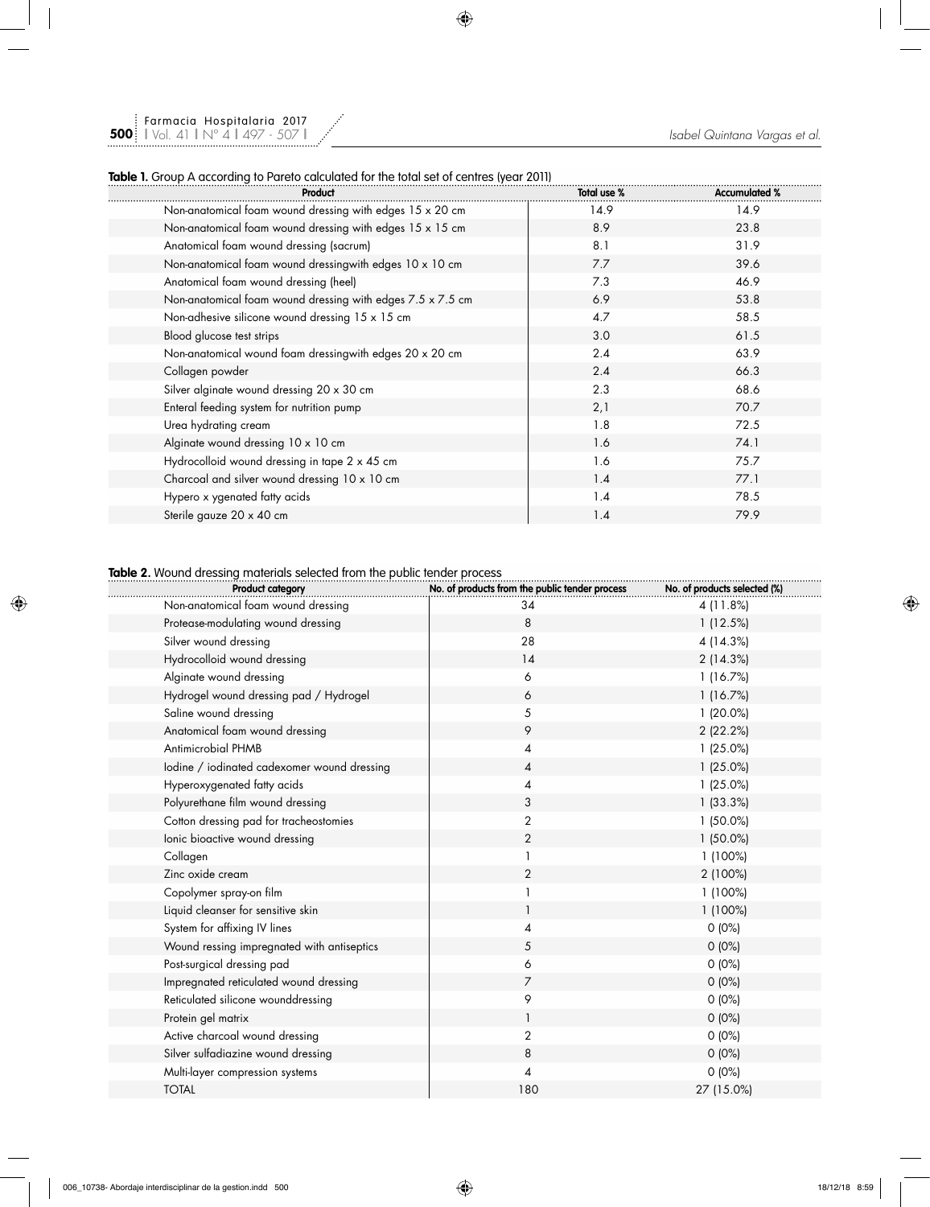**Table 1.** Group A according to Pareto calculated for the total set of centres (year 2011)

| Product | Total use % | Accumulated % |
|---|---|---|
| Non-anatomical foam wound dressing with edges 15 x 20 cm | 14.9 | 14.9 |
| Non-anatomical foam wound dressing with edges 15 x 15 cm | 8.9 | 23.8 |
| Anatomical foam wound dressing (sacrum) | 8.1 | 31.9 |
| Non-anatomical foam wound dressingwith edges 10 x 10 cm | 7.7 | 39.6 |
| Anatomical foam wound dressing (heel) | 7.3 | 46.9 |
| Non-anatomical foam wound dressing with edges 7.5 x 7.5 cm | 6.9 | 53.8 |
| Non-adhesive silicone wound dressing 15 x 15 cm | 4.7 | 58.5 |
| Blood glucose test strips | 3.0 | 61.5 |
| Non-anatomical wound foam dressingwith edges 20 x 20 cm | 2.4 | 63.9 |
| Collagen powder | 2.4 | 66.3 |
| Silver alginate wound dressing 20 x 30 cm | 2.3 | 68.6 |
| Enteral feeding system for nutrition pump | 2,1 | 70.7 |
| Urea hydrating cream | 1.8 | 72.5 |
| Alginate wound dressing 10 x 10 cm | 1.6 | 74.1 |
| Hydrocolloid wound dressing in tape 2 x 45 cm | 1.6 | 75.7 |
| Charcoal and silver wound dressing 10 x 10 cm | 1.4 | 77.1 |
| Hypero x ygenated fatty acids | 1.4 | 78.5 |
| Sterile gauze 20 x 40 cm | 1.4 | 79.9 |

**Table 2.** Wound dressing materials selected from the public tender process

| Product category | No. of products from the public tender process | No. of products selected (%) |
|---|---|---|
| Non-anatomical foam wound dressing | 34 | 4 (11.8%) |
| Protease-modulating wound dressing | 8 | 1 (12.5%) |
| Silver wound dressing | 28 | 4 (14.3%) |
| Hydrocolloid wound dressing | 14 | 2 (14.3%) |
| Alginate wound dressing | 6 | 1 (16.7%) |
| Hydrogel wound dressing pad / Hydrogel | 6 | 1 (16.7%) |
| Saline wound dressing | 5 | 1 (20.0%) |
| Anatomical foam wound dressing | 9 | 2 (22.2%) |
| Antimicrobial PHMB | 4 | 1 (25.0%) |
| Iodine / iodinated cadexomer wound dressing | 4 | 1 (25.0%) |
| Hyperoxygenated fatty acids | 4 | 1 (25.0%) |
| Polyurethane film wound dressing | 3 | 1 (33.3%) |
| Cotton dressing pad for tracheostomies | 2 | 1 (50.0%) |
| Ionic bioactive wound dressing | 2 | 1 (50.0%) |
| Collagen | 1 | 1 (100%) |
| Zinc oxide cream | 2 | 2 (100%) |
| Copolymer spray-on film | 1 | 1 (100%) |
| Liquid cleanser for sensitive skin | 1 | 1 (100%) |
| System for affixing IV lines | 4 | 0 (0%) |
| Wound ressing impregnated with antiseptics | 5 | 0 (0%) |
| Post-surgical dressing pad | 6 | 0 (0%) |
| Impregnated reticulated wound dressing | 7 | 0 (0%) |
| Reticulated silicone wounddressing | 9 | 0 (0%) |
| Protein gel matrix | 1 | 0 (0%) |
| Active charcoal wound dressing | 2 | 0 (0%) |
| Silver sulfadiazine wound dressing | 8 | 0 (0%) |
| Multi-layer compression systems | 4 | 0 (0%) |
| TOTAL | 180 | 27 (15.0%) |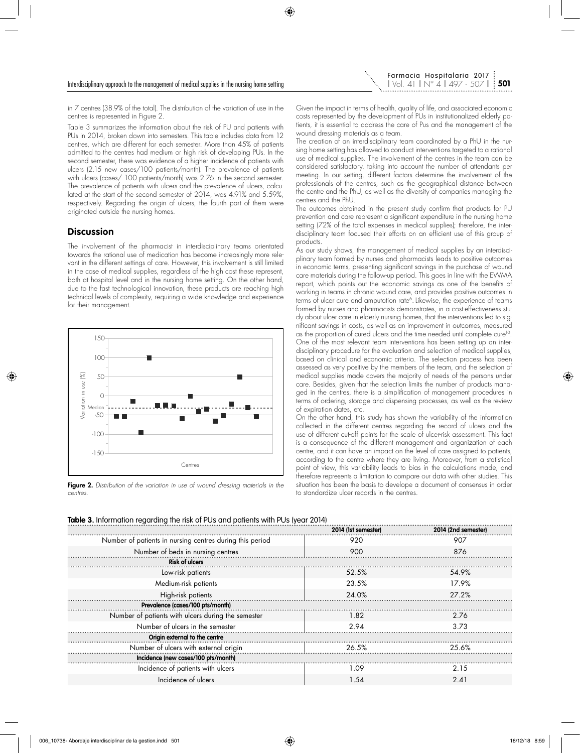in 7 centres (38.9% of the total). The distribution of the variation of use in the centres is represented in Figure 2.

Table 3 summarizes the information about the risk of PU and patients with PUs in 2014, broken down into semesters. This table includes data from 12 centres, which are different for each semester. More than 45% of patients admitted to the centres had medium or high risk of developing PUs. In the second semester, there was evidence of a higher incidence of patients with ulcers (2.15 new cases/100 patients/month). The prevalence of patients with ulcers (cases/ 100 patients/month) was 2.76 in the second semester. The prevalence of patients with ulcers and the prevalence of ulcers, calculated at the start of the second semester of 2014, was 4.91% and 5.59%, respectively. Regarding the origin of ulcers, the fourth part of them were originated outside the nursing homes.

## Discussion

The involvement of the pharmacist in interdisciplinary teams orientated towards the rational use of medication has become increasingly more relevant in the different settings of care. However, this involvement is still limited in the case of medical supplies, regardless of the high cost these represent, both at hospital level and in the nursing home setting. On the other hand, due to the fast technological innovation, these products are reaching high technical levels of complexity, requiring a wide knowledge and experience for their management.

**Figure 2.** *Distribution of the variation in use of wound dressing materials in the centres.*

Given the impact in terms of health, quality of life, and associated economic costs represented by the development of PUs in institutionalized elderly patients, it is essential to address the care of Pus and the management of the wound dressing materials as a team.

The creation of an interdisciplinary team coordinated by a PhU in the nursing home setting has allowed to conduct interventions targeted to a rational use of medical supplies. The involvement of the centres in the team can be considered satisfactory, taking into account the number of attendants per meeting. In our setting, different factors determine the involvement of the professionals of the centres, such as the geographical distance between the centre and the PhU, as well as the diversity of companies managing the centres and the PhU.

The outcomes obtained in the present study confirm that products for PU prevention and care represent a significant expenditure in the nursing home setting (72% of the total expenses in medical supplies); therefore, the interdisciplinary team focused their efforts on an efficient use of this group of products.

As our study shows, the management of medical supplies by an interdisciplinary team formed by nurses and pharmacists leads to positive outcomes in economic terms, presenting significant savings in the purchase of wound care materials during the follow-up period. This goes in line with the EWMA report, which points out the economic savings as one of the benefits of working in teams in chronic wound care, and provides positive outcomes in terms of ulcer cure and amputation rate[6]. Likewise, the experience of teams formed by nurses and pharmacists demonstrates, in a cost-effectiveness study about ulcer care in elderly nursing homes, that the interventions led to significant savings in costs, as well as an improvement in outcomes, measured as the proportion of cured ulcers and the time needed until complete cure[10].

One of the most relevant team interventions has been setting up an interdisciplinary procedure for the evaluation and selection of medical supplies, based on clinical and economic criteria. The selection process has been assessed as very positive by the members of the team, and the selection of medical supplies made covers the majority of needs of the persons under care. Besides, given that the selection limits the number of products managed in the centres, there is a simplification of management procedures in terms of ordering, storage and dispensing processes, as well as the review of expiration dates, etc.

On the other hand, this study has shown the variability of the information collected in the different centres regarding the record of ulcers and the use of different cut-off points for the scale of ulcer-risk assessment. This fact is a consequence of the different management and organization of each centre, and it can have an impact on the level of care assigned to patients, according to the centre where they are living. Moreover, from a statistical point of view, this variability leads to bias in the calculations made, and therefore represents a limitation to compare our data with other studies. This situation has been the basis to develope a document of consensus in order to standardize ulcer records in the centres.

**Table 3.** Information regarding the risk of PUs and patients with PUs (year 2014)

| | 2014 (1st semester) | 2014 (2nd semester) |
|---|---|---|
| Number of patients in nursing centres during this period | 920 | 907 |
| Number of beds in nursing centres | 900 | 876 |
| **Risk of ulcers** | | |
| Low-risk patients | 52.5% | 54.9% |
| Medium-risk patients | 23.5% | 17.9% |
| High-risk patients | 24.0% | 27.2% |
| **Prevalence (cases/100 pts/month)** | | |
| Number of patients with ulcers during the semester | 1.82 | 2.76 |
| Number of ulcers in the semester | 2.94 | 3.73 |
| **Origin external to the centre** | | |
| Number of ulcers with external origin | 26.5% | 25.6% |
| **Incidence (new cases/100 pts/month)** | | |
| Incidence of patients with ulcers | 1.09 | 2.15 |
| Incidence of ulcers | 1.54 | 2.41 |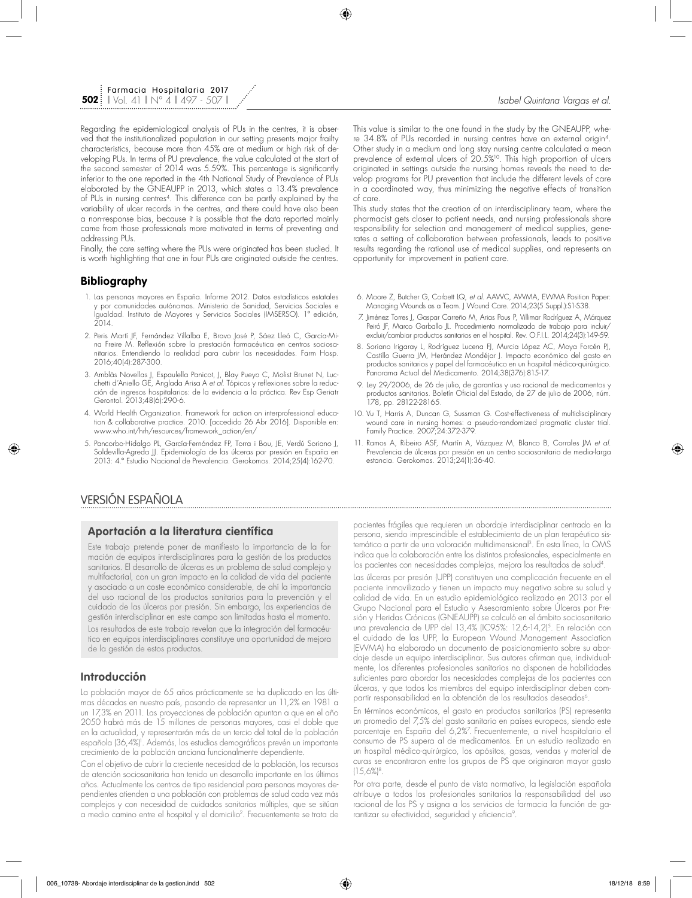Regarding the epidemiological analysis of PUs in the centres, it is observed that the institutionalized population in our setting presents major frailty characteristics, because more than 45% are at medium or high risk of developing PUs. In terms of PU prevalence, the value calculated at the start of the second semester of 2014 was 5.59%. This percentage is significantly inferior to the one reported in the 4th National Study of Prevalence of PUs elaborated by the GNEAUPP in 2013, which states a 13.4% prevalence of PUs in nursing centres[4]. This difference can be partly explained by the variability of ulcer records in the centres, and there could have also been a non-response bias, because it is possible that the data reported mainly came from those professionals more motivated in terms of preventing and addressing PUs.

Finally, the care setting where the PUs were originated has been studied. It is worth highlighting that one in four PUs are originated outside the centres. This value is similar to the one found in the study by the GNEAUPP, where 34.8% of PUs recorded in nursing centres have an external origin[4]. Other study in a medium and long stay nursing centre calculated a mean prevalence of external ulcers of 20.5%[10]. This high proportion of ulcers originated in settings outside the nursing homes reveals the need to develop programs for PU prevention that include the different levels of care in a coordinated way, thus minimizing the negative effects of transition of care.

This study states that the creation of an interdisciplinary team, where the pharmacist gets closer to patient needs, and nursing professionals share responsibility for selection and management of medical supplies, generates a setting of collaboration between professionals, leads to positive results regarding the rational use of medical supplies, and represents an opportunity for improvement in patient care.

## Bibliography

1. Las personas mayores en España. Informe 2012. Datos estadísticos estatales y por comunidades autónomas. Ministerio de Sanidad, Servicios Sociales e Igualdad. Instituto de Mayores y Servicios Sociales (IMSERSO). 1ª edición, 2014.
2. Peris Martí JF, Fernández Villalba E, Bravo José P, Sáez Lleó C, García-Mina Freire M. Reflexión sobre la prestación farmacéutica en centros sociosanitarios. Entendiendo la realidad para cubrir las necesidades. Farm Hosp. 2016;40(4):287-300.
3. Amblàs Novellas J, Espaulella Panicot, J, Blay Pueyo C, Molist Brunet N, Lucchetti d'Aniello GE, Anglada Arisa A *et al.* Tópicos y reflexiones sobre la reducción de ingresos hospitalarios: de la evidencia a la práctica. Rev Esp Geriatr Gerontol. 2013;48(6):290-6.
4. World Health Organization. Framework for action on interprofessional education & collaborative practice. 2010. [accedido 26 Abr 2016]. Disponible en: www.who.int/hrh/resources/framework_action/en/
5. Pancorbo-Hidalgo PL, García-Fernández FP, Torra i Bou, JE, Verdú Soriano J, Soldevilla-Agreda JJ. Epidemiología de las úlceras por presión en España en 2013: 4.º Estudio Nacional de Prevalencia. Gerokomos. 2014;25(4):162-70.
6. Moore Z, Butcher G, Corbett LQ, *et al.* AAWC, AWMA, EWMA Position Paper: Managing Wounds as a Team. J Wound Care. 2014;23(5 Suppl.):S1-S38.
7. Jiménez Torres J, Gaspar Carreño M, Arias Pous P, Villimar Rodríguez A, Márquez Peiró JF, Marco Garballo JL. Procedimiento normalizado de trabajo para incluir/excluir/cambiar productos sanitarios en el hospital. Rev. O.F.I.L. 2014;24(3):149-59.
8. Soriano Irigaray L, Rodríguez Lucena FJ, Murcia López AC, Moya Forcén PJ, Castillo Guerra JM, Herández Mondéjar J. Impacto económico del gasto en productos sanitarios y papel del farmacéutico en un hospital médico-quirúrgico. Panorama Actual del Medicamento. 2014;38(376):815-17.
9. Ley 29/2006, de 26 de julio, de garantías y uso racional de medicamentos y productos sanitarios. Boletín Oficial del Estado, de 27 de julio de 2006, núm. 178, pp. 28122-28165.
10. Vu T, Harris A, Duncan G, Sussman G. Cost-effectiveness of multidisciplinary wound care in nursing homes: a pseudo-randomized pragmatic cluster trial. Family Practice. 2007;24:372-379.
11. Ramos A, Ribeiro ASF, Martín A, Vázquez M, Blanco B, Corrales JM *et al.* Prevalencia de úlceras por presión en un centro sociosanitario de media-larga estancia. Gerokomos. 2013;24(1):36-40.

# VERSIÓN ESPAÑOLA

## Aportación a la literatura científica

Este trabajo pretende poner de manifiesto la importancia de la formación de equipos interdisciplinares para la gestión de los productos sanitarios. El desarrollo de úlceras es un problema de salud complejo y multifactorial, con un gran impacto en la calidad de vida del paciente y asociado a un coste económico considerable, de ahí la importancia del uso racional de los productos sanitarios para la prevención y el cuidado de las úlceras por presión. Sin embargo, las experiencias de gestión interdisciplinar en este campo son limitadas hasta el momento.

Los resultados de este trabajo revelan que la integración del farmacéutico en equipos interdisciplinares constituye una oportunidad de mejora de la gestión de estos productos.

## Introducción

La población mayor de 65 años prácticamente se ha duplicado en las últimas décadas en nuestro país, pasando de representar un 11,2% en 1981 a un 17,3% en 2011. Las proyecciones de población apuntan a que en el año 2050 habrá más de 15 millones de personas mayores, casi el doble que en la actualidad, y representarán más de un tercio del total de la población española (36,4%)[1]. Además, los estudios demográficos prevén un importante crecimiento de la población anciana funcionalmente dependiente.

Con el objetivo de cubrir la creciente necesidad de la población, los recursos de atención sociosanitaria han tenido un desarrollo importante en los últimos años. Actualmente los centros de tipo residencial para personas mayores dependientes atienden a una población con problemas de salud cada vez más complejos y con necesidad de cuidados sanitarios múltiples, que se sitúan a medio camino entre el hospital y el domicilio[2]. Frecuentemente se trata de pacientes frágiles que requieren un abordaje interdisciplinar centrado en la persona, siendo imprescindible el establecimiento de un plan terapéutico sistemático a partir de una valoración multidimensional[3]. En esta línea, la OMS indica que la colaboración entre los distintos profesionales, especialmente en los pacientes con necesidades complejas, mejora los resultados de salud[4].

Las úlceras por presión (UPP) constituyen una complicación frecuente en el paciente inmovilizado y tienen un impacto muy negativo sobre su salud y calidad de vida. En un estudio epidemiológico realizado en 2013 por el Grupo Nacional para el Estudio y Asesoramiento sobre Úlceras por Presión y Heridas Crónicas (GNEAUPP) se calculó en el ámbito sociosanitario una prevalencia de UPP del 13,4% (IC95%: 12,6-14,2)[5]. En relación con el cuidado de las UPP, la European Wound Management Association (EWMA) ha elaborado un documento de posicionamiento sobre su abordaje desde un equipo interdisciplinar. Sus autores afirman que, individualmente, los diferentes profesionales sanitarios no disponen de habilidades suficientes para abordar las necesidades complejas de los pacientes con úlceras, y que todos los miembros del equipo interdisciplinar deben compartir responsabilidad en la obtención de los resultados deseados[6].

En términos económicos, el gasto en productos sanitarios (PS) representa un promedio del 7,5% del gasto sanitario en países europeos, siendo este porcentaje en España del 6,2%[7]. Frecuentemente, a nivel hospitalario el consumo de PS supera al de medicamentos. En un estudio realizado en un hospital médico-quirúrgico, los apósitos, gasas, vendas y material de curas se encontraron entre los grupos de PS que originaron mayor gasto (15,6%)[8].

Por otra parte, desde el punto de vista normativo, la legislación española atribuye a todos los profesionales sanitarios la responsabilidad del uso racional de los PS y asigna a los servicios de farmacia la función de garantizar su efectividad, seguridad y eficiencia[9].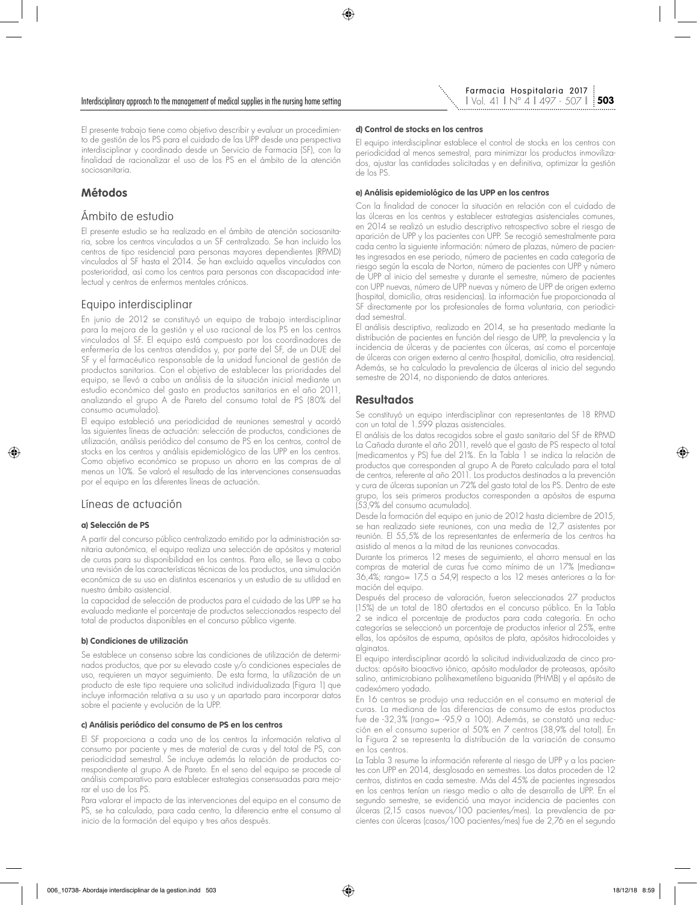El presente trabajo tiene como objetivo describir y evaluar un procedimiento de gestión de los PS para el cuidado de las UPP desde una perspectiva interdisciplinar y coordinado desde un Servicio de Farmacia (SF), con la finalidad de racionalizar el uso de los PS en el ámbito de la atención sociosanitaria.

## Métodos

### Ámbito de estudio

El presente estudio se ha realizado en el ámbito de atención sociosanitaria, sobre los centros vinculados a un SF centralizado. Se han incluido los centros de tipo residencial para personas mayores dependientes (RPMD) vinculados al SF hasta el 2014. Se han excluido aquellos vinculados con posterioridad, así como los centros para personas con discapacidad intelectual y centros de enfermos mentales crónicos.

### Equipo interdisciplinar

En junio de 2012 se constituyó un equipo de trabajo interdisciplinar para la mejora de la gestión y el uso racional de los PS en los centros vinculados al SF. El equipo está compuesto por los coordinadores de enfermería de los centros atendidos y, por parte del SF, de un DUE del SF y el farmacéutico responsable de la unidad funcional de gestión de productos sanitarios. Con el objetivo de establecer las prioridades del equipo, se llevó a cabo un análisis de la situación inicial mediante un estudio económico del gasto en productos sanitarios en el año 2011, analizando el grupo A de Pareto del consumo total de PS (80% del consumo acumulado).

El equipo estableció una periodicidad de reuniones semestral y acordó las siguientes líneas de actuación: selección de productos, condiciones de utilización, análisis periódico del consumo de PS en los centros, control de stocks en los centros y análisis epidemiológico de las UPP en los centros. Como objetivo económico se propuso un ahorro en las compras de al menos un 10%. Se valoró el resultado de las intervenciones consensuadas por el equipo en las diferentes líneas de actuación.

### Líneas de actuación

#### a) Selección de PS

A partir del concurso público centralizado emitido por la administración sanitaria autonómica, el equipo realiza una selección de apósitos y material de curas para su disponibilidad en los centros. Para ello, se lleva a cabo una revisión de las características técnicas de los productos, una simulación económica de su uso en distintos escenarios y un estudio de su utilidad en nuestro ámbito asistencial.

La capacidad de selección de productos para el cuidado de las UPP se ha evaluado mediante el porcentaje de productos seleccionados respecto del total de productos disponibles en el concurso público vigente.

#### b) Condiciones de utilización

Se establece un consenso sobre las condiciones de utilización de determinados productos, que por su elevado coste y/o condiciones especiales de uso, requieren un mayor seguimiento. De esta forma, la utilización de un producto de este tipo requiere una solicitud individualizada (Figura 1) que incluye información relativa a su uso y un apartado para incorporar datos sobre el paciente y evolución de la UPP.

#### c) Análisis periódico del consumo de PS en los centros

El SF proporciona a cada uno de los centros la información relativa al consumo por paciente y mes de material de curas y del total de PS, con periodicidad semestral. Se incluye además la relación de productos correspondiente al grupo A de Pareto. En el seno del equipo se procede al análisis comparativo para establecer estrategias consensuadas para mejorar el uso de los PS.

Para valorar el impacto de las intervenciones del equipo en el consumo de PS, se ha calculado, para cada centro, la diferencia entre el consumo al inicio de la formación del equipo y tres años después.

#### d) Control de stocks en los centros

El equipo interdisciplinar establece el control de stocks en los centros con periodicidad al menos semestral, para minimizar los productos inmovilizados, ajustar las cantidades solicitadas y en definitiva, optimizar la gestión de los PS.

#### e) Análisis epidemiológico de las UPP en los centros

Con la finalidad de conocer la situación en relación con el cuidado de las úlceras en los centros y establecer estrategias asistenciales comunes, en 2014 se realizó un estudio descriptivo retrospectivo sobre el riesgo de aparición de UPP y los pacientes con UPP. Se recogió semestralmente para cada centro la siguiente información: número de plazas, número de pacientes ingresados en ese periodo, número de pacientes en cada categoría de riesgo según la escala de Norton, número de pacientes con UPP y número de UPP al inicio del semestre y durante el semestre, número de pacientes con UPP nuevas, número de UPP nuevas y número de UPP de origen externo (hospital, domicilio, otras residencias). La información fue proporcionada al SF directamente por los profesionales de forma voluntaria, con periodicidad semestral.

El análisis descriptivo, realizado en 2014, se ha presentado mediante la distribución de pacientes en función del riesgo de UPP, la prevalencia y la incidencia de úlceras y de pacientes con úlceras, así como el porcentaje de úlceras con origen externo al centro (hospital, domicilio, otra residencia). Además, se ha calculado la prevalencia de úlceras al inicio del segundo semestre de 2014, no disponiendo de datos anteriores.

## Resultados

Se constituyó un equipo interdisciplinar con representantes de 18 RPMD con un total de 1.599 plazas asistenciales.

El análisis de los datos recogidos sobre el gasto sanitario del SF de RPMD La Cañada durante el año 2011, reveló que el gasto de PS respecto al total (medicamentos y PS) fue del 21%. En la Tabla 1 se indica la relación de productos que corresponden al grupo A de Pareto calculado para el total de centros, referente al año 2011. Los productos destinados a la prevención y cura de úlceras suponían un 72% del gasto total de los PS. Dentro de este grupo, los seis primeros productos corresponden a apósitos de espuma (53,9% del consumo acumulado).

Desde la formación del equipo en junio de 2012 hasta diciembre de 2015, se han realizado siete reuniones, con una media de 12,7 asistentes por reunión. El 55,5% de los representantes de enfermería de los centros ha asistido al menos a la mitad de las reuniones convocadas.

Durante los primeros 12 meses de seguimiento, el ahorro mensual en las compras de material de curas fue como mínimo de un 17% (mediana= 36,4%; rango= 17,5 a 54,9) respecto a los 12 meses anteriores a la formación del equipo.

Después del proceso de valoración, fueron seleccionados 27 productos (15%) de un total de 180 ofertados en el concurso público. En la Tabla 2 se indica el porcentaje de productos para cada categoría. En ocho categorías se seleccionó un porcentaje de productos inferior al 25%, entre ellas, los apósitos de espuma, apósitos de plata, apósitos hidrocoloides y alginatos.

El equipo interdisciplinar acordó la solicitud individualizada de cinco productos: apósito bioactivo iónico, apósito modulador de proteasas, apósito salino, antimicrobiano polihexametileno biguanida (PHMB) y el apósito de cadexómero yodado.

En 16 centros se produjo una reducción en el consumo en material de curas. La mediana de las diferencias de consumo de estos productos fue de -32,3% (rango= -95,9 a 100). Además, se constató una reducción en el consumo superior al 50% en 7 centros (38,9% del total). En la Figura 2 se representa la distribución de la variación de consumo en los centros.

La Tabla 3 resume la información referente al riesgo de UPP y a los pacientes con UPP en 2014, desglosado en semestres. Los datos proceden de 12 centros, distintos en cada semestre. Más del 45% de pacientes ingresados en los centros tenían un riesgo medio o alto de desarrollo de UPP. En el segundo semestre, se evidenció una mayor incidencia de pacientes con úlceras (2,15 casos nuevos/100 pacientes/mes). La prevalencia de pacientes con úlceras (casos/100 pacientes/mes) fue de 2,76 en el segundo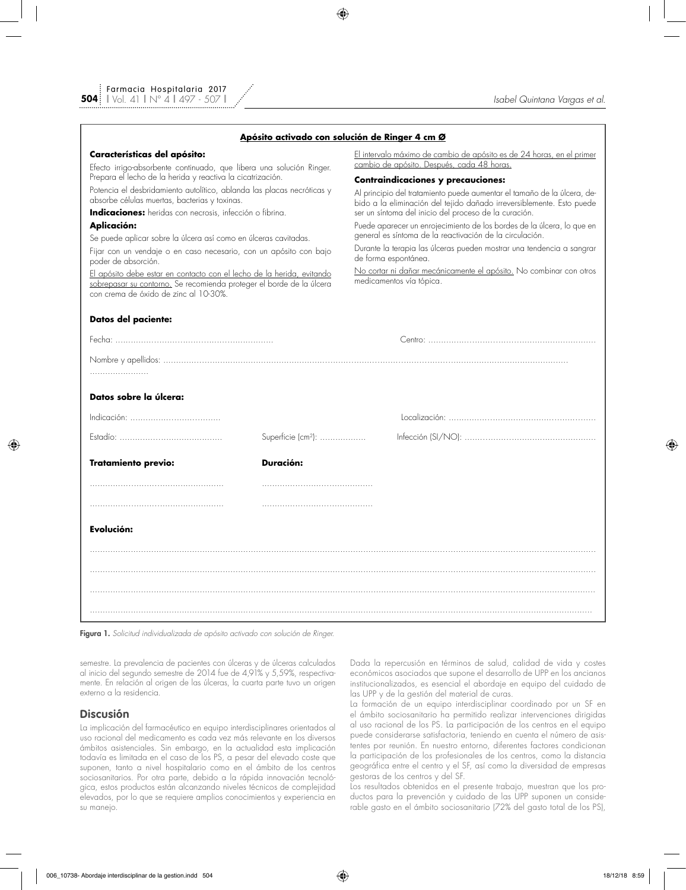**<u>Apósito activado con solución de Ringer 4 cm Ø</u>**

**Características del apósito:**

Efecto irrigo-absorbente continuado, que libera una solución Ringer. Prepara el lecho de la herida y reactiva la cicatrización.

Potencia el desbridamiento autolítico, ablanda las placas necróticas y absorbe células muertas, bacterias y toxinas.

**Indicaciones:** heridas con necrosis, infección o fibrina.

**Aplicación:**

Se puede aplicar sobre la úlcera así como en úlceras cavitadas.

Fijar con un vendaje o en caso necesario, con un apósito con bajo poder de absorción.

<u>El apósito debe estar en contacto con el lecho de la herida, evitando sobrepasar su contorno.</u> Se recomienda proteger el borde de la úlcera con crema de óxido de zinc al 10-30%.

<u>El intervalo máximo de cambio de apósito es de 24 horas, en el primer cambio de apósito. Después, cada 48 horas.</u>

**Contraindicaciones y precauciones:**

Al principio del tratamiento puede aumentar el tamaño de la úlcera, debido a la eliminación del tejido dañado irreversiblemente. Esto puede ser un síntoma del inicio del proceso de la curación.

Puede aparecer un enrojecimiento de los bordes de la úlcera, lo que en general es síntoma de la reactivación de la circulación.

Durante la terapia las úlceras pueden mostrar una tendencia a sangrar de forma espontánea.

<u>No cortar ni dañar mecánicamente el apósito.</u> No combinar con otros medicamentos vía tópica.

**Datos del paciente:**

Fecha: ………………………………………………… Centro: ……………………………………………………

Nombre y apellidos: …………………………………………………………………………………………………………………………

**Datos sobre la úlcera:**

Indicación: ……………………………… Localización: ……………………………………………………

Estadío: ………………………………… Superficie (cm[2]): ……………… Infección (SI/NO): ……………………………………………

**Tratamiento previo:** **Duración:**

……………………………………………… ……………………………………

……………………………………………… ……………………………………

**Evolución:**

……………………………………………………………………………………………………………………………………………………

……………………………………………………………………………………………………………………………………………………

……………………………………………………………………………………………………………………………………………………

……………………………………………………………………………………………………………………………………………………

**Figura 1.** *Solicitud individualizada de apósito activado con solución de Ringer.*

semestre. La prevalencia de pacientes con úlceras y de úlceras calculados al inicio del segundo semestre de 2014 fue de 4,91% y 5,59%, respectivamente. En relación al origen de las úlceras, la cuarta parte tuvo un origen externo a la residencia.

## Discusión

La implicación del farmacéutico en equipo interdisciplinares orientados al uso racional del medicamento es cada vez más relevante en los diversos ámbitos asistenciales. Sin embargo, en la actualidad esta implicación todavía es limitada en el caso de los PS, a pesar del elevado coste que suponen, tanto a nivel hospitalario como en el ámbito de los centros sociosanitarios. Por otra parte, debido a la rápida innovación tecnológica, estos productos están alcanzando niveles técnicos de complejidad elevados, por lo que se requiere amplios conocimientos y experiencia en su manejo.

Dada la repercusión en términos de salud, calidad de vida y costes económicos asociados que supone el desarrollo de UPP en los ancianos institucionalizados, es esencial el abordaje en equipo del cuidado de las UPP y de la gestión del material de curas.

La formación de un equipo interdisciplinar coordinado por un SF en el ámbito sociosanitario ha permitido realizar intervenciones dirigidas al uso racional de los PS. La participación de los centros en el equipo puede considerarse satisfactoria, teniendo en cuenta el número de asistentes por reunión. En nuestro entorno, diferentes factores condicionan la participación de los profesionales de los centros, como la distancia geográfica entre el centro y el SF, así como la diversidad de empresas gestoras de los centros y del SF.

Los resultados obtenidos en el presente trabajo, muestran que los productos para la prevención y cuidado de las UPP suponen un considerable gasto en el ámbito sociosanitario (72% del gasto total de los PS),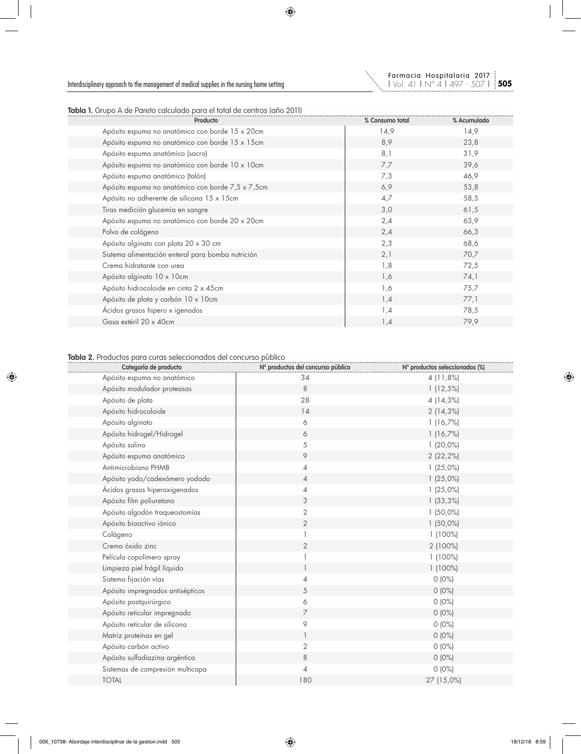**Tabla 1.** Grupo A de Pareto calculado para el total de centros (año 2011)

| Producto | % Consumo total | % Acumulado |
|---|---|---|
| Apósito espuma no anatómico con borde 15 x 20cm | 14,9 | 14,9 |
| Apósito espuma no anatómico con borde 15 x 15cm | 8,9 | 23,8 |
| Apósito espuma anatómico (sacro) | 8,1 | 31,9 |
| Apósito espuma no anatómico con borde 10 x 10cm | 7,7 | 39,6 |
| Apósito espuma anatómico (talón) | 7,3 | 46,9 |
| Apósito espuma no anatómico con borde 7,5 x 7,5cm | 6,9 | 53,8 |
| Apósito no adherente de silicona 15 x 15cm | 4,7 | 58,5 |
| Tiras medición glucemia en sangre | 3,0 | 61,5 |
| Apósito espuma no anatómico con borde 20 x 20cm | 2,4 | 63,9 |
| Polvo de colágeno | 2,4 | 66,3 |
| Apósito alginato con plata 20 x 30 cm | 2,3 | 68,6 |
| Sistema alimentación enteral para bomba nutrición | 2,1 | 70,7 |
| Crema hidratante con urea | 1,8 | 72,5 |
| Apósito alginato 10 x 10cm | 1,6 | 74,1 |
| Apósito hidrocoloide en cinta 2 x 45cm | 1,6 | 75,7 |
| Apósito de plata y carbón 10 x 10cm | 1,4 | 77,1 |
| Ácidos grasos hipero x igenados | 1,4 | 78,5 |
| Gasa estéril 20 x 40cm | 1,4 | 79,9 |

**Tabla 2.** Productos para curas seleccionados del concurso público

| Categoría de producto | Nº productos del concurso público | Nº productos seleccionados (%) |
|---|---|---|
| Apósito espuma no anatómico | 34 | 4 (11,8%) |
| Apósito modulador proteasas | 8 | 1 (12,5%) |
| Apósito de plata | 28 | 4 (14,3%) |
| Apósito hidrocoloide | 14 | 2 (14,3%) |
| Apósito alginato | 6 | 1 (16,7%) |
| Apósito hidrogel/Hidrogel | 6 | 1 (16,7%) |
| Apósito salino | 5 | 1 (20,0%) |
| Apósito espuma anatómico | 9 | 2 (22,2%) |
| Antimicrobiano PHMB | 4 | 1 (25,0%) |
| Apósito yodo/cadexómero yodado | 4 | 1 (25,0%) |
| Ácidos grasos hiperoxigenados | 4 | 1 (25,0%) |
| Apósito film poliuretano | 3 | 1 (33,3%) |
| Apósito algodón traqueostomías | 2 | 1 (50,0%) |
| Apósito bioactivo iónico | 2 | 1 (50,0%) |
| Colágeno | 1 | 1 (100%) |
| Crema óxido zinc | 2 | 2 (100%) |
| Película copolímero spray | 1 | 1 (100%) |
| Limpieza piel frágil líquido | 1 | 1 (100%) |
| Sistema fijación vías | 4 | 0 (0%) |
| Apósito impregnados antisépticos | 5 | 0 (0%) |
| Apósito postquirúrgico | 6 | 0 (0%) |
| Apósito reticular impregnado | 7 | 0 (0%) |
| Apósito reticular de silicona | 9 | 0 (0%) |
| Matriz proteínas en gel | 1 | 0 (0%) |
| Apósito carbón activo | 2 | 0 (0%) |
| Apósito sulfadiazina argéntica | 8 | 0 (0%) |
| Sistemas de compresión multicapa | 4 | 0 (0%) |
| TOTAL | 180 | 27 (15,0%) |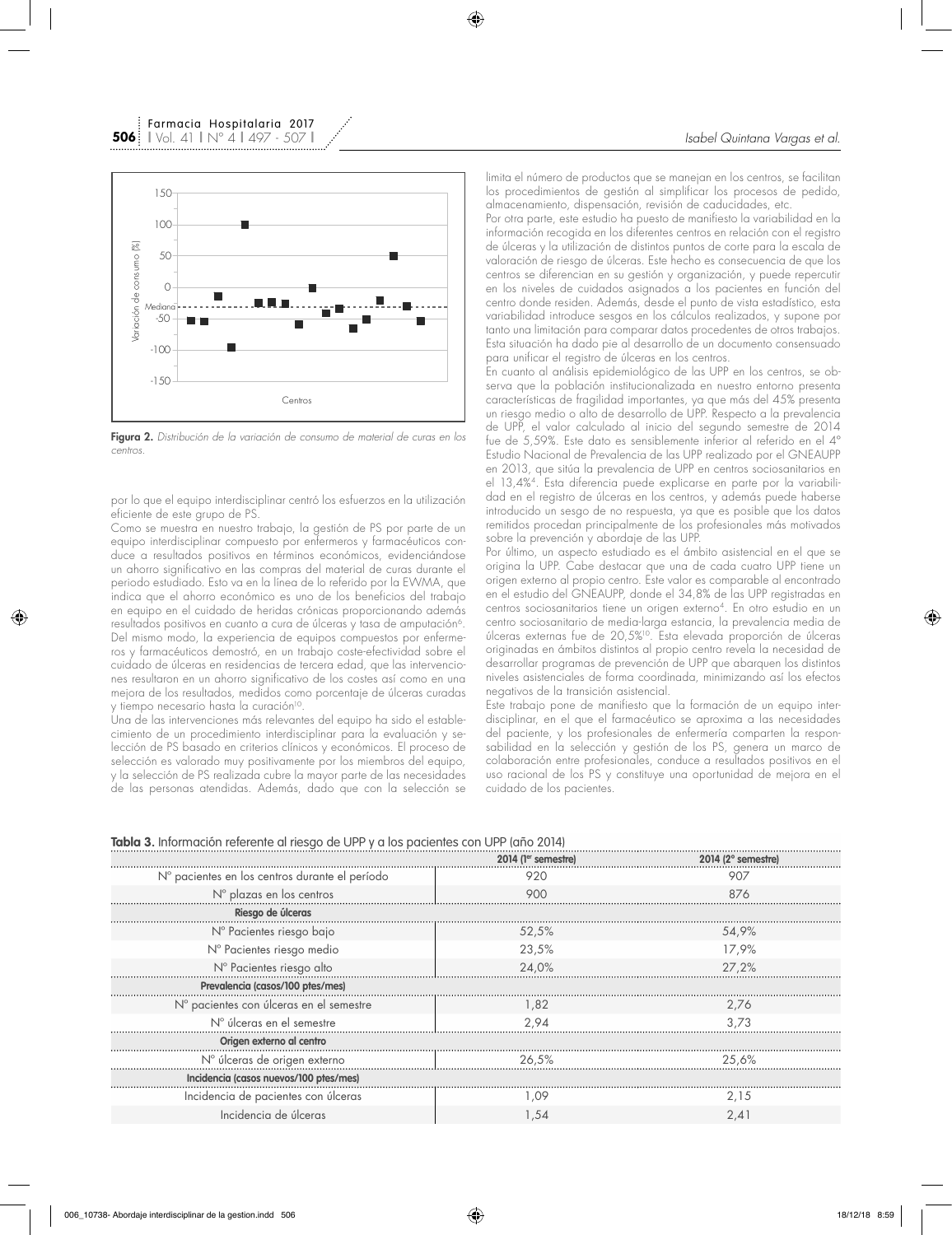**Figura 2.** *Distribución de la variación de consumo de material de curas en los centros.*

por lo que el equipo interdisciplinar centró los esfuerzos en la utilización eficiente de este grupo de PS.

Como se muestra en nuestro trabajo, la gestión de PS por parte de un equipo interdisciplinar compuesto por enfermeros y farmacéuticos conduce a resultados positivos en términos económicos, evidenciándose un ahorro significativo en las compras del material de curas durante el periodo estudiado. Esto va en la línea de lo referido por la EWMA, que indica que el ahorro económico es uno de los beneficios del trabajo en equipo en el cuidado de heridas crónicas proporcionando además resultados positivos en cuanto a cura de úlceras y tasa de amputación[6]. Del mismo modo, la experiencia de equipos compuestos por enfermeros y farmacéuticos demostró, en un trabajo coste-efectividad sobre el cuidado de úlceras en residencias de tercera edad, que las intervenciones resultaron en un ahorro significativo de los costes así como en una mejora de los resultados, medidos como porcentaje de úlceras curadas y tiempo necesario hasta la curación[10].

Una de las intervenciones más relevantes del equipo ha sido el establecimiento de un procedimiento interdisciplinar para la evaluación y selección de PS basado en criterios clínicos y económicos. El proceso de selección es valorado muy positivamente por los miembros del equipo, y la selección de PS realizada cubre la mayor parte de las necesidades de las personas atendidas. Además, dado que con la selección se limita el número de productos que se manejan en los centros, se facilitan los procedimientos de gestión al simplificar los procesos de pedido, almacenamiento, dispensación, revisión de caducidades, etc.

Por otra parte, este estudio ha puesto de manifiesto la variabilidad en la información recogida en los diferentes centros en relación con el registro de úlceras y la utilización de distintos puntos de corte para la escala de valoración de riesgo de úlceras. Este hecho es consecuencia de que los centros se diferencian en su gestión y organización, y puede repercutir en los niveles de cuidados asignados a los pacientes en función del centro donde residen. Además, desde el punto de vista estadístico, esta variabilidad introduce sesgos en los cálculos realizados, y supone por tanto una limitación para comparar datos procedentes de otros trabajos. Esta situación ha dado pie al desarrollo de un documento consensuado para unificar el registro de úlceras en los centros.

En cuanto al análisis epidemiológico de las UPP en los centros, se observa que la población institucionalizada en nuestro entorno presenta características de fragilidad importantes, ya que más del 45% presenta un riesgo medio o alto de desarrollo de UPP. Respecto a la prevalencia de UPP, el valor calculado al inicio del segundo semestre de 2014 fue de 5,59%. Este dato es sensiblemente inferior al referido en el 4° Estudio Nacional de Prevalencia de las UPP realizado por el GNEAUPP en 2013, que sitúa la prevalencia de UPP en centros sociosanitarios en el 13,4%[4]. Esta diferencia puede explicarse en parte por la variabilidad en el registro de úlceras en los centros, y además puede haberse introducido un sesgo de no respuesta, ya que es posible que los datos remitidos procedan principalmente de los profesionales más motivados sobre la prevención y abordaje de las UPP.

Por último, un aspecto estudiado es el ámbito asistencial en el que se origina la UPP. Cabe destacar que una de cada cuatro UPP tiene un origen externo al propio centro. Este valor es comparable al encontrado en el estudio del GNEAUPP, donde el 34,8% de las UPP registradas en centros sociosanitarios tiene un origen externo[4]. En otro estudio en un centro sociosanitario de media-larga estancia, la prevalencia media de úlceras externas fue de 20,5%[10]. Esta elevada proporción de úlceras originadas en ámbitos distintos al propio centro revela la necesidad de desarrollar programas de prevención de UPP que abarquen los distintos niveles asistenciales de forma coordinada, minimizando así los efectos negativos de la transición asistencial.

Este trabajo pone de manifiesto que la formación de un equipo interdisciplinar, en el que el farmacéutico se aproxima a las necesidades del paciente, y los profesionales de enfermería comparten la responsabilidad en la selección y gestión de los PS, genera un marco de colaboración entre profesionales, conduce a resultados positivos en el uso racional de los PS y constituye una oportunidad de mejora en el cuidado de los pacientes.

**Tabla 3.** Información referente al riesgo de UPP y a los pacientes con UPP (año 2014)

| | 2014 (1er semestre) | 2014 (2° semestre) |
|---|---|---|
| N° pacientes en los centros durante el período | 920 | 907 |
| N° plazas en los centros | 900 | 876 |
| **Riesgo de úlceras** | | |
| N° Pacientes riesgo bajo | 52,5% | 54,9% |
| N° Pacientes riesgo medio | 23,5% | 17,9% |
| N° Pacientes riesgo alto | 24,0% | 27,2% |
| **Prevalencia (casos/100 ptes/mes)** | | |
| N° pacientes con úlceras en el semestre | 1,82 | 2,76 |
| N° úlceras en el semestre | 2,94 | 3,73 |
| **Origen externo al centro** | | |
| N° úlceras de origen externo | 26,5% | 25,6% |
| **Incidencia (casos nuevos/100 ptes/mes)** | | |
| Incidencia de pacientes con úlceras | 1,09 | 2,15 |
| Incidencia de úlceras | 1,54 | 2,41 |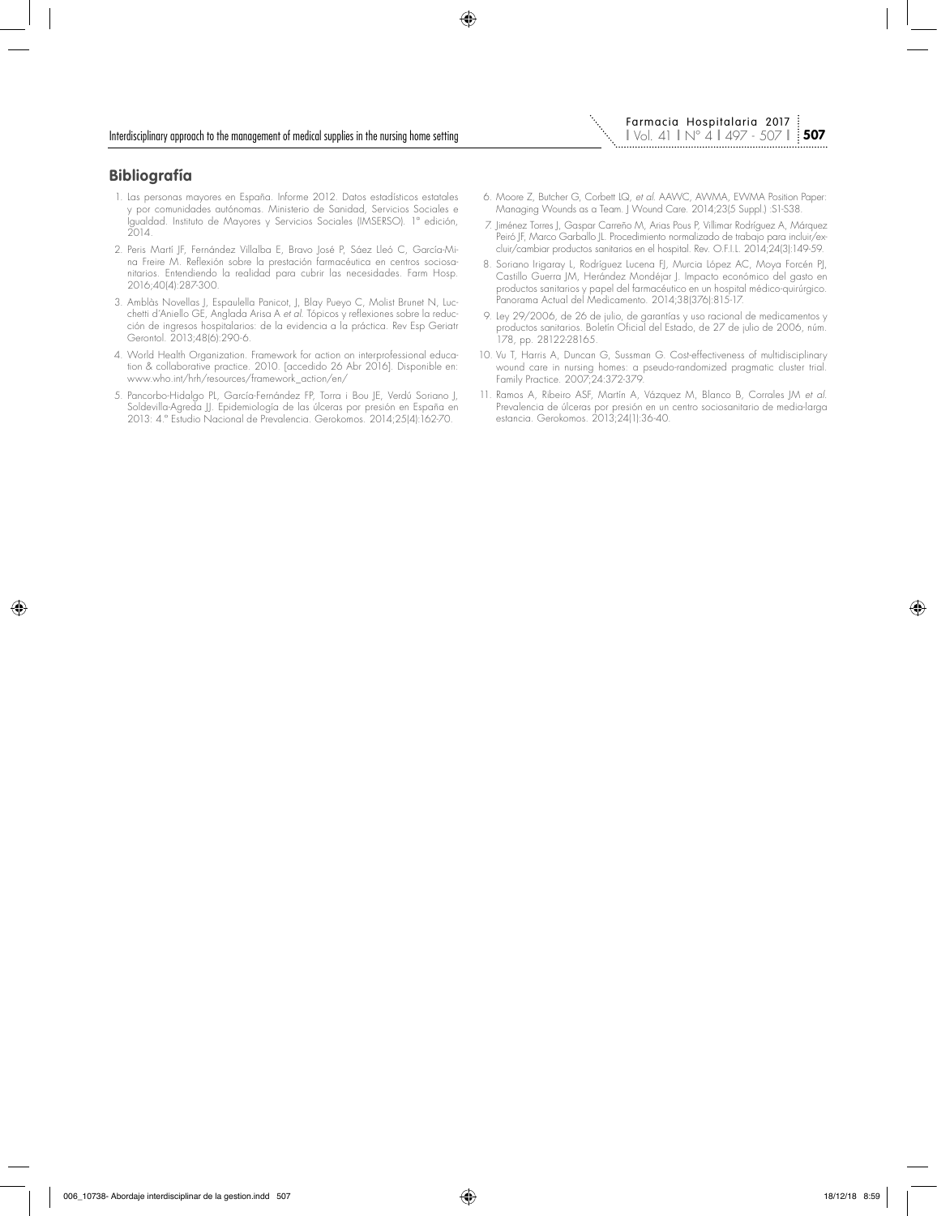## Bibliografía

1. Las personas mayores en España. Informe 2012. Datos estadísticos estatales y por comunidades autónomas. Ministerio de Sanidad, Servicios Sociales e Igualdad. Instituto de Mayores y Servicios Sociales (IMSERSO). 1ª edición, 2014.
2. Peris Martí JF, Fernández Villalba E, Bravo José P, Sáez Lleó C, García-Mina Freire M. Reflexión sobre la prestación farmacéutica en centros sociosanitarios. Entendiendo la realidad para cubrir las necesidades. Farm Hosp. 2016;40(4):287-300.
3. Amblàs Novellas J, Espaulella Panicot, J, Blay Pueyo C, Molist Brunet N, Lucchetti d'Aniello GE, Anglada Arisa A *et al.* Tópicos y reflexiones sobre la reducción de ingresos hospitalarios: de la evidencia a la práctica. Rev Esp Geriatr Gerontol. 2013;48(6):290-6.
4. World Health Organization. Framework for action on interprofessional education & collaborative practice. 2010. [accedido 26 Abr 2016]. Disponible en: www.who.int/hrh/resources/framework_action/en/
5. Pancorbo-Hidalgo PL, García-Fernández FP, Torra i Bou JE, Verdú Soriano J, Soldevilla-Agreda JJ. Epidemiología de las úlceras por presión en España en 2013: 4.º Estudio Nacional de Prevalencia. Gerokomos. 2014;25(4):162-70.
6. Moore Z, Butcher G, Corbett LQ, *et al.* AAWC, AWMA, EWMA Position Paper: Managing Wounds as a Team. J Wound Care. 2014;23(5 Suppl.) :S1-S38.
7. Jiménez Torres J, Gaspar Carreño M, Arias Pous P, Villimar Rodríguez A, Márquez Peiró JF, Marco Garballo JL. Procedimiento normalizado de trabajo para incluir/excluir/cambiar productos sanitarios en el hospital. Rev. O.F.I.L. 2014;24(3):149-59.
8. Soriano Irigaray L, Rodríguez Lucena FJ, Murcia López AC, Moya Forcén PJ, Castillo Guerra JM, Herández Mondéjar J. Impacto económico del gasto en productos sanitarios y papel del farmacéutico en un hospital médico-quirúrgico. Panorama Actual del Medicamento. 2014;38(376):815-17.
9. Ley 29/2006, de 26 de julio, de garantías y uso racional de medicamentos y productos sanitarios. Boletín Oficial del Estado, de 27 de julio de 2006, núm. 178, pp. 28122-28165.
10. Vu T, Harris A, Duncan G, Sussman G. Cost-effectiveness of multidisciplinary wound care in nursing homes: a pseudo-randomized pragmatic cluster trial. Family Practice. 2007;24:372-379.
11. Ramos A, Ribeiro ASF, Martín A, Vázquez M, Blanco B, Corrales JM *et al.* Prevalencia de úlceras por presión en un centro sociosanitario de media-larga estancia. Gerokomos. 2013;24(1):36-40.